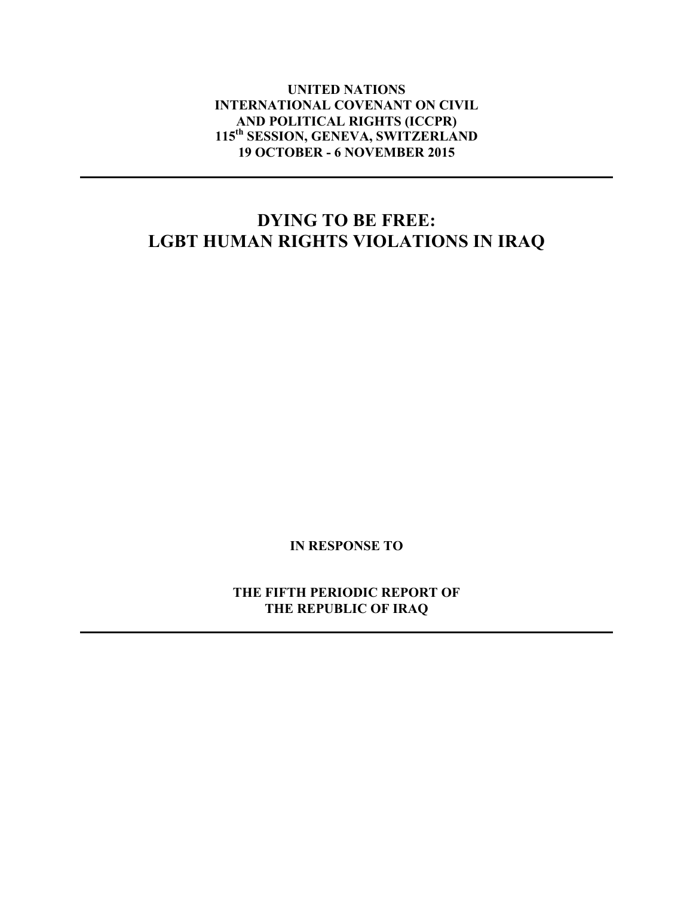**UNITED NATIONS**
**INTERNATIONAL COVENANT ON CIVIL AND POLITICAL RIGHTS (ICCPR)**
**115th SESSION, GENEVA, SWITZERLAND**
**19 OCTOBER - 6 NOVEMBER 2015**

---

# DYING TO BE FREE: LGBT HUMAN RIGHTS VIOLATIONS IN IRAQ

**IN RESPONSE TO**

**THE FIFTH PERIODIC REPORT OF THE REPUBLIC OF IRAQ**

---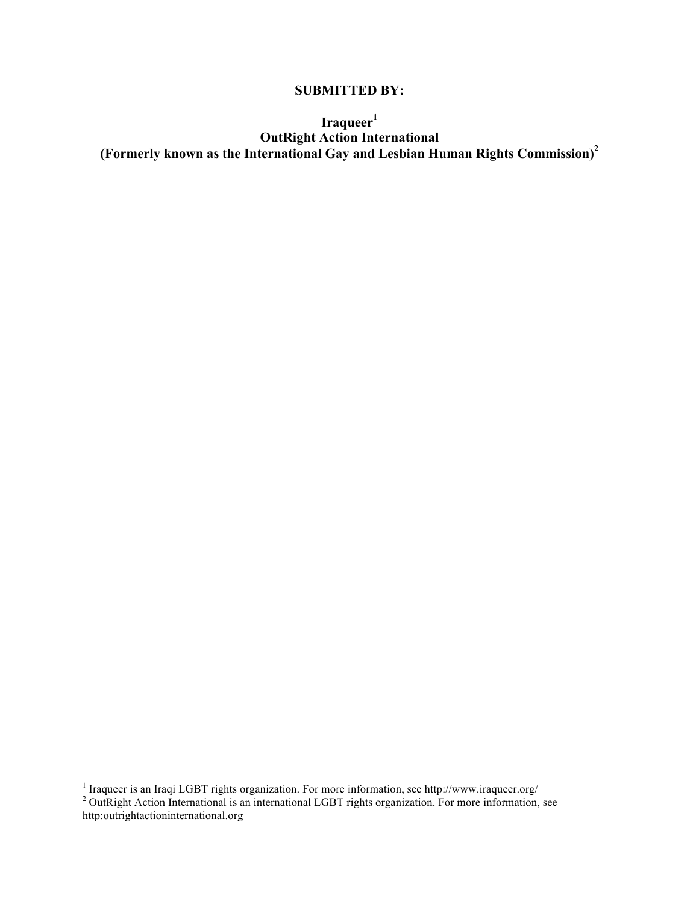**SUBMITTED BY:**

**Iraqueer**[1]
**OutRight Action International**
**(Formerly known as the International Gay and Lesbian Human Rights Commission)**[2]

---

[1] Iraqueer is an Iraqi LGBT rights organization. For more information, see http://www.iraqueer.org/

[2] OutRight Action International is an international LGBT rights organization. For more information, see http:outrightactioninternational.org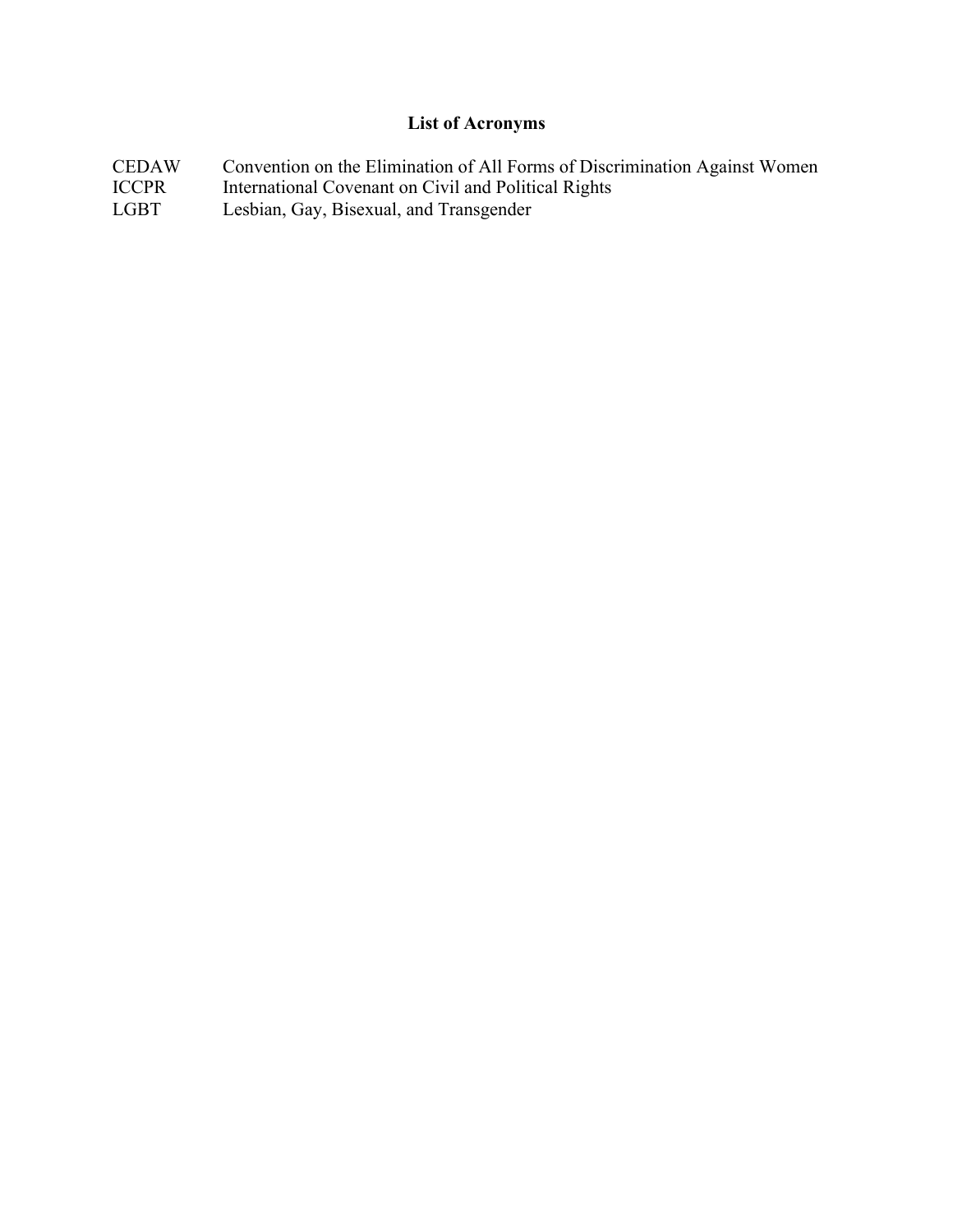## List of Acronyms

| | |
|---|---|
| CEDAW | Convention on the Elimination of All Forms of Discrimination Against Women |
| ICCPR | International Covenant on Civil and Political Rights |
| LGBT | Lesbian, Gay, Bisexual, and Transgender |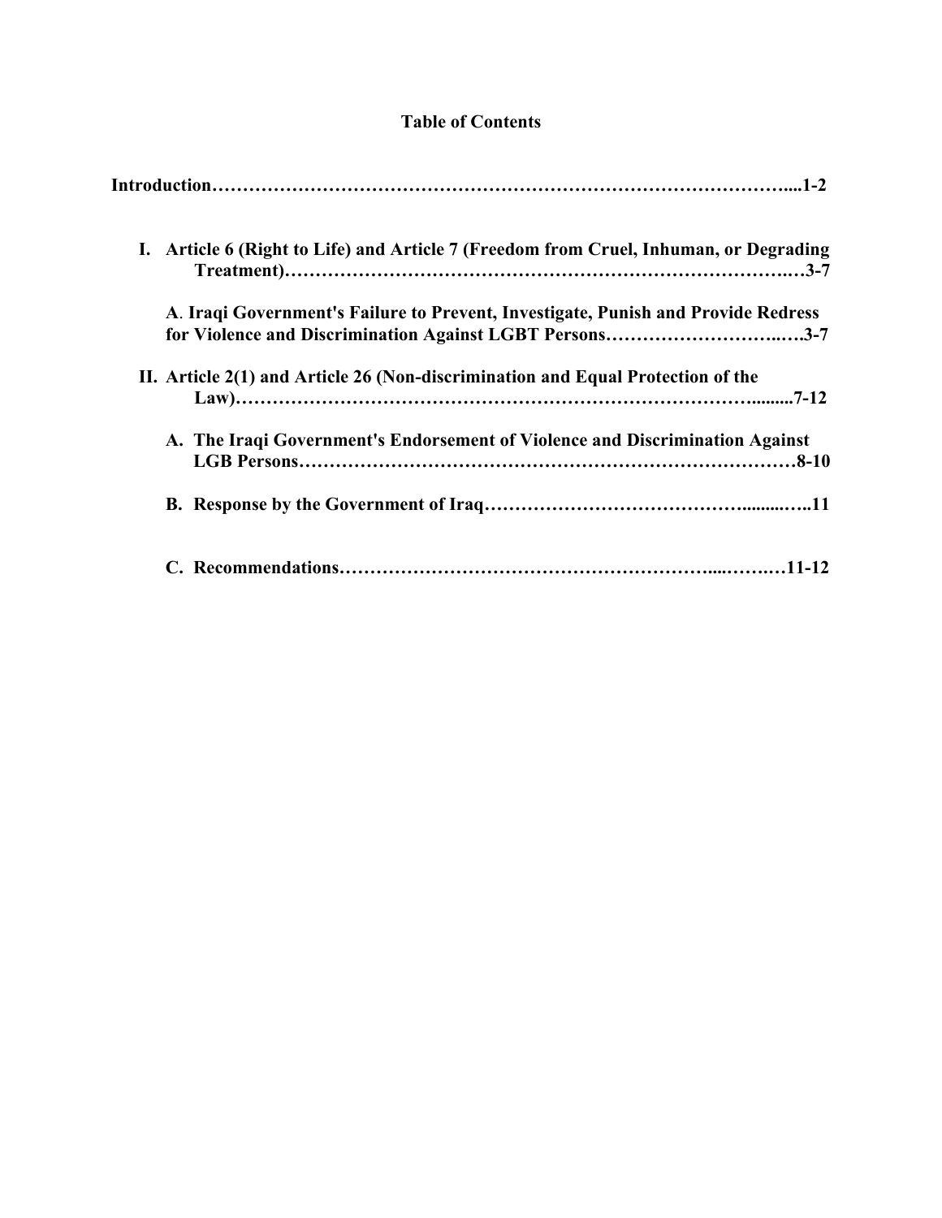# Table of Contents

**Introduction………………………………………………………………………………....1-2**

**I. Article 6 (Right to Life) and Article 7 (Freedom from Cruel, Inhuman, or Degrading Treatment)……………………………………………………………………….…3-7**

**A. Iraqi Government's Failure to Prevent, Investigate, Punish and Provide Redress for Violence and Discrimination Against LGBT Persons……………………….….3-7**

**II. Article 2(1) and Article 26 (Non-discrimination and Equal Protection of the Law)………………………………………………………………………….........7-12**

**A. The Iraqi Government's Endorsement of Violence and Discrimination Against LGB Persons……………………………………………………………………8-10**

**B. Response by the Government of Iraq…………………………………….........…..11**

**C. Recommendations…………………………………………………...……..…11-12**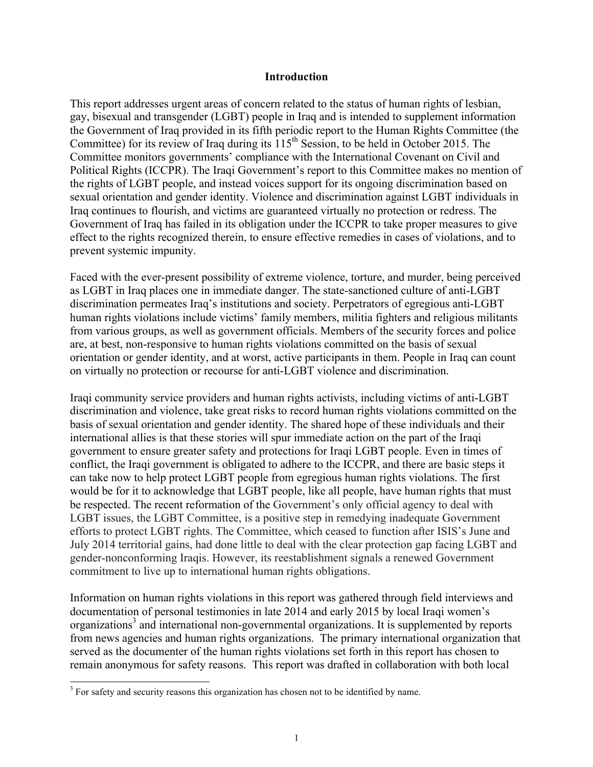## Introduction

This report addresses urgent areas of concern related to the status of human rights of lesbian, gay, bisexual and transgender (LGBT) people in Iraq and is intended to supplement information the Government of Iraq provided in its fifth periodic report to the Human Rights Committee (the Committee) for its review of Iraq during its 115th Session, to be held in October 2015. The Committee monitors governments' compliance with the International Covenant on Civil and Political Rights (ICCPR). The Iraqi Government's report to this Committee makes no mention of the rights of LGBT people, and instead voices support for its ongoing discrimination based on sexual orientation and gender identity. Violence and discrimination against LGBT individuals in Iraq continues to flourish, and victims are guaranteed virtually no protection or redress. The Government of Iraq has failed in its obligation under the ICCPR to take proper measures to give effect to the rights recognized therein, to ensure effective remedies in cases of violations, and to prevent systemic impunity.

Faced with the ever-present possibility of extreme violence, torture, and murder, being perceived as LGBT in Iraq places one in immediate danger. The state-sanctioned culture of anti-LGBT discrimination permeates Iraq's institutions and society. Perpetrators of egregious anti-LGBT human rights violations include victims' family members, militia fighters and religious militants from various groups, as well as government officials. Members of the security forces and police are, at best, non-responsive to human rights violations committed on the basis of sexual orientation or gender identity, and at worst, active participants in them. People in Iraq can count on virtually no protection or recourse for anti-LGBT violence and discrimination.

Iraqi community service providers and human rights activists, including victims of anti-LGBT discrimination and violence, take great risks to record human rights violations committed on the basis of sexual orientation and gender identity. The shared hope of these individuals and their international allies is that these stories will spur immediate action on the part of the Iraqi government to ensure greater safety and protections for Iraqi LGBT people. Even in times of conflict, the Iraqi government is obligated to adhere to the ICCPR, and there are basic steps it can take now to help protect LGBT people from egregious human rights violations. The first would be for it to acknowledge that LGBT people, like all people, have human rights that must be respected. The recent reformation of the Government's only official agency to deal with LGBT issues, the LGBT Committee, is a positive step in remedying inadequate Government efforts to protect LGBT rights. The Committee, which ceased to function after ISIS's June and July 2014 territorial gains, had done little to deal with the clear protection gap facing LGBT and gender-nonconforming Iraqis. However, its reestablishment signals a renewed Government commitment to live up to international human rights obligations.

Information on human rights violations in this report was gathered through field interviews and documentation of personal testimonies in late 2014 and early 2015 by local Iraqi women's organizations[3] and international non-governmental organizations. It is supplemented by reports from news agencies and human rights organizations. The primary international organization that served as the documenter of the human rights violations set forth in this report has chosen to remain anonymous for safety reasons. This report was drafted in collaboration with both local

[3] For safety and security reasons this organization has chosen not to be identified by name.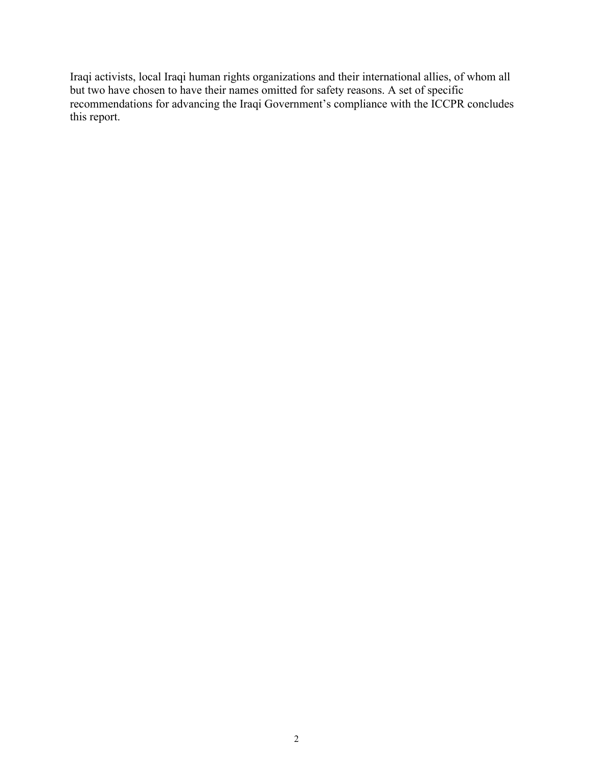Iraqi activists, local Iraqi human rights organizations and their international allies, of whom all but two have chosen to have their names omitted for safety reasons. A set of specific recommendations for advancing the Iraqi Government's compliance with the ICCPR concludes this report.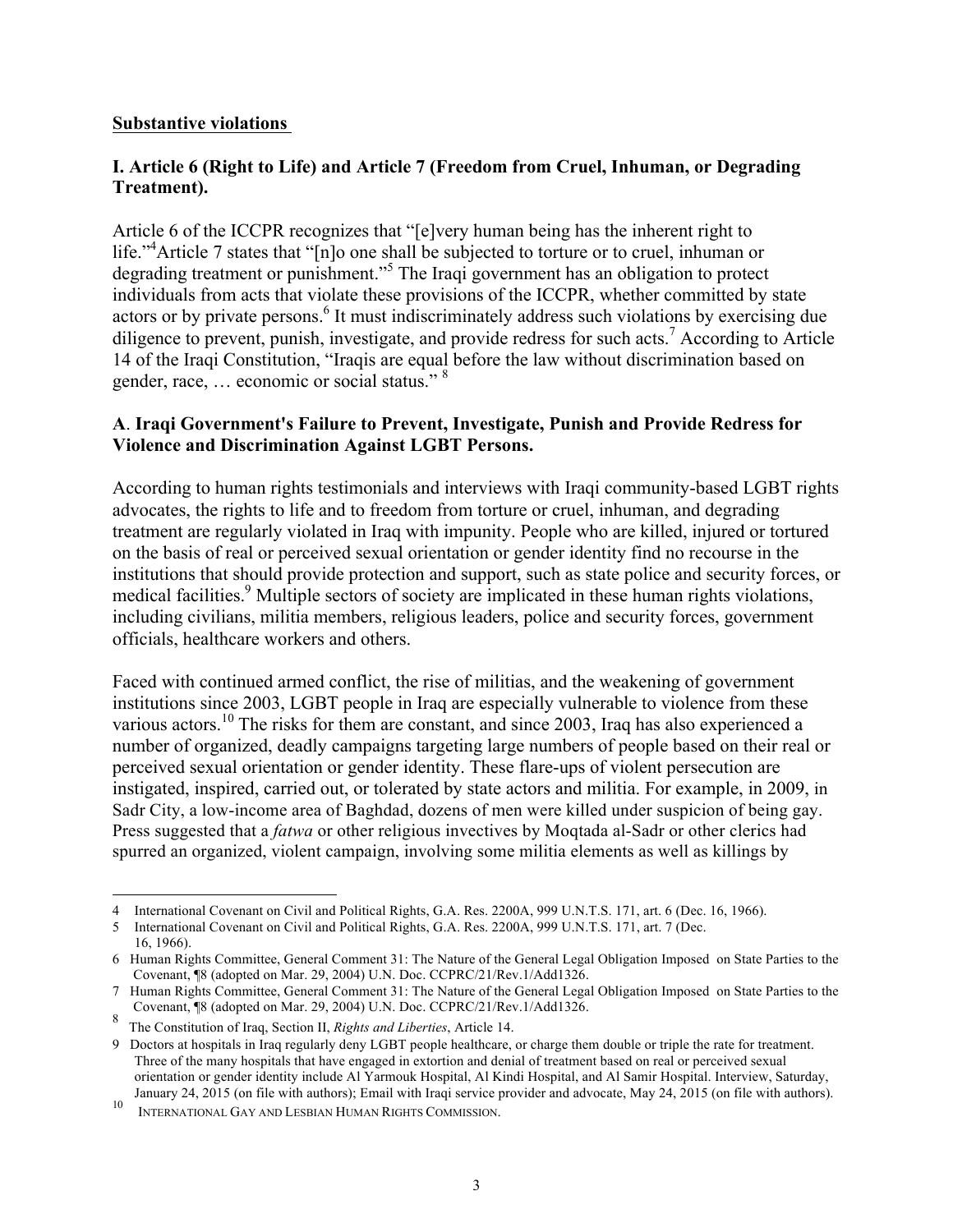**Substantive violations**

**I. Article 6 (Right to Life) and Article 7 (Freedom from Cruel, Inhuman, or Degrading Treatment).**

Article 6 of the ICCPR recognizes that "[e]very human being has the inherent right to life."[4] Article 7 states that "[n]o one shall be subjected to torture or to cruel, inhuman or degrading treatment or punishment."[5] The Iraqi government has an obligation to protect individuals from acts that violate these provisions of the ICCPR, whether committed by state actors or by private persons.[6] It must indiscriminately address such violations by exercising due diligence to prevent, punish, investigate, and provide redress for such acts.[7] According to Article 14 of the Iraqi Constitution, "Iraqis are equal before the law without discrimination based on gender, race, … economic or social status." [8]

**A**. **Iraqi Government's Failure to Prevent, Investigate, Punish and Provide Redress for Violence and Discrimination Against LGBT Persons.**

According to human rights testimonials and interviews with Iraqi community-based LGBT rights advocates, the rights to life and to freedom from torture or cruel, inhuman, and degrading treatment are regularly violated in Iraq with impunity. People who are killed, injured or tortured on the basis of real or perceived sexual orientation or gender identity find no recourse in the institutions that should provide protection and support, such as state police and security forces, or medical facilities.[9] Multiple sectors of society are implicated in these human rights violations, including civilians, militia members, religious leaders, police and security forces, government officials, healthcare workers and others.

Faced with continued armed conflict, the rise of militias, and the weakening of government institutions since 2003, LGBT people in Iraq are especially vulnerable to violence from these various actors.[10] The risks for them are constant, and since 2003, Iraq has also experienced a number of organized, deadly campaigns targeting large numbers of people based on their real or perceived sexual orientation or gender identity. These flare-ups of violent persecution are instigated, inspired, carried out, or tolerated by state actors and militia. For example, in 2009, in Sadr City, a low-income area of Baghdad, dozens of men were killed under suspicion of being gay. Press suggested that a *fatwa* or other religious invectives by Moqtada al-Sadr or other clerics had spurred an organized, violent campaign, involving some militia elements as well as killings by

---

4 International Covenant on Civil and Political Rights, G.A. Res. 2200A, 999 U.N.T.S. 171, art. 6 (Dec. 16, 1966).

5 International Covenant on Civil and Political Rights, G.A. Res. 2200A, 999 U.N.T.S. 171, art. 7 (Dec. 16, 1966).

6 Human Rights Committee, General Comment 31: The Nature of the General Legal Obligation Imposed on State Parties to the Covenant, ¶8 (adopted on Mar. 29, 2004) U.N. Doc. CCPRC/21/Rev.1/Add1326.

7 Human Rights Committee, General Comment 31: The Nature of the General Legal Obligation Imposed on State Parties to the Covenant, ¶8 (adopted on Mar. 29, 2004) U.N. Doc. CCPRC/21/Rev.1/Add1326.

8 The Constitution of Iraq, Section II, *Rights and Liberties*, Article 14.

9 Doctors at hospitals in Iraq regularly deny LGBT people healthcare, or charge them double or triple the rate for treatment. Three of the many hospitals that have engaged in extortion and denial of treatment based on real or perceived sexual orientation or gender identity include Al Yarmouk Hospital, Al Kindi Hospital, and Al Samir Hospital. Interview, Saturday, January 24, 2015 (on file with authors); Email with Iraqi service provider and advocate, May 24, 2015 (on file with authors).

10 INTERNATIONAL GAY AND LESBIAN HUMAN RIGHTS COMMISSION.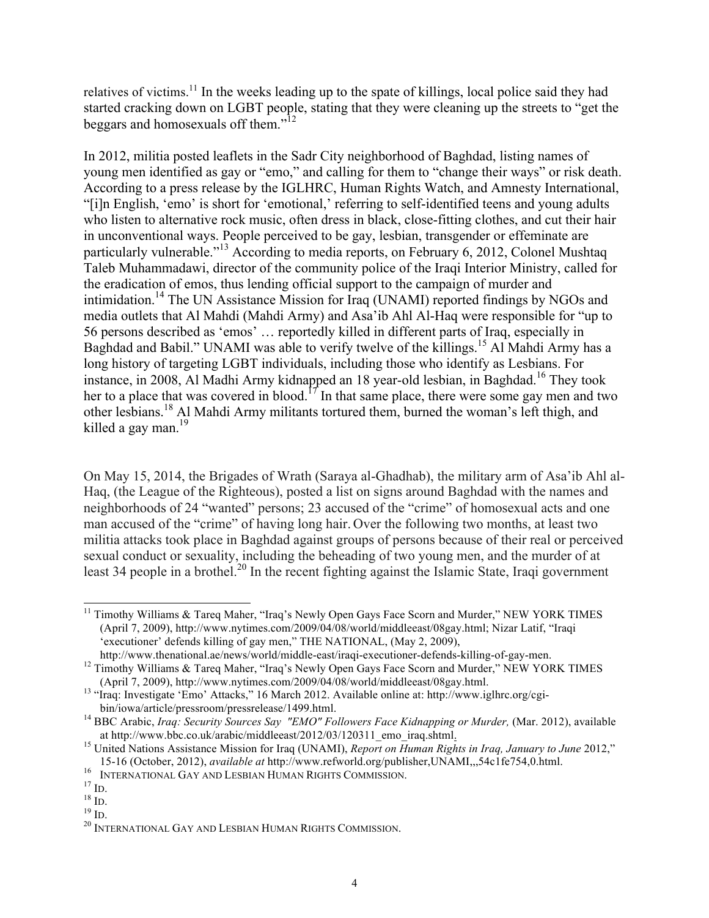relatives of victims.[11] In the weeks leading up to the spate of killings, local police said they had started cracking down on LGBT people, stating that they were cleaning up the streets to "get the beggars and homosexuals off them."[12]

In 2012, militia posted leaflets in the Sadr City neighborhood of Baghdad, listing names of young men identified as gay or "emo," and calling for them to "change their ways" or risk death. According to a press release by the IGLHRC, Human Rights Watch, and Amnesty International, "[i]n English, 'emo' is short for 'emotional,' referring to self-identified teens and young adults who listen to alternative rock music, often dress in black, close-fitting clothes, and cut their hair in unconventional ways. People perceived to be gay, lesbian, transgender or effeminate are particularly vulnerable."[13] According to media reports, on February 6, 2012, Colonel Mushtaq Taleb Muhammadawi, director of the community police of the Iraqi Interior Ministry, called for the eradication of emos, thus lending official support to the campaign of murder and intimidation.[14] The UN Assistance Mission for Iraq (UNAMI) reported findings by NGOs and media outlets that Al Mahdi (Mahdi Army) and Asa'ib Ahl Al-Haq were responsible for "up to 56 persons described as 'emos' … reportedly killed in different parts of Iraq, especially in Baghdad and Babil." UNAMI was able to verify twelve of the killings.[15] Al Mahdi Army has a long history of targeting LGBT individuals, including those who identify as Lesbians. For instance, in 2008, Al Madhi Army kidnapped an 18 year-old lesbian, in Baghdad.[16] They took her to a place that was covered in blood.[17] In that same place, there were some gay men and two other lesbians.[18] Al Mahdi Army militants tortured them, burned the woman's left thigh, and killed a gay man.[19]

On May 15, 2014, the Brigades of Wrath (Saraya al-Ghadhab), the military arm of Asa'ib Ahl al-Haq, (the League of the Righteous), posted a list on signs around Baghdad with the names and neighborhoods of 24 "wanted" persons; 23 accused of the "crime" of homosexual acts and one man accused of the "crime" of having long hair. Over the following two months, at least two militia attacks took place in Baghdad against groups of persons because of their real or perceived sexual conduct or sexuality, including the beheading of two young men, and the murder of at least 34 people in a brothel.[20] In the recent fighting against the Islamic State, Iraqi government

---

[11] Timothy Williams & Tareq Maher, "Iraq's Newly Open Gays Face Scorn and Murder," NEW YORK TIMES (April 7, 2009), http://www.nytimes.com/2009/04/08/world/middleeast/08gay.html; Nizar Latif, "Iraqi 'executioner' defends killing of gay men," THE NATIONAL, (May 2, 2009), http://www.thenational.ae/news/world/middle-east/iraqi-executioner-defends-killing-of-gay-men.

[12] Timothy Williams & Tareq Maher, "Iraq's Newly Open Gays Face Scorn and Murder," NEW YORK TIMES (April 7, 2009), http://www.nytimes.com/2009/04/08/world/middleeast/08gay.html.

[13] "Iraq: Investigate 'Emo' Attacks," 16 March 2012. Available online at: http://www.iglhrc.org/cgi-bin/iowa/article/pressroom/pressrelease/1499.html.

[14] BBC Arabic, *Iraq: Security Sources Say "EMO" Followers Face Kidnapping or Murder,* (Mar. 2012), available at http://www.bbc.co.uk/arabic/middleeast/2012/03/120311_emo_iraq.shtml.

[15] United Nations Assistance Mission for Iraq (UNAMI), *Report on Human Rights in Iraq, January to June* 2012," 15-16 (October, 2012), *available at* http://www.refworld.org/publisher,UNAMI,,,54c1fe754,0.html.

[16] INTERNATIONAL GAY AND LESBIAN HUMAN RIGHTS COMMISSION.

[17] ID.

[18] ID.

[19] ID.

[20] INTERNATIONAL GAY AND LESBIAN HUMAN RIGHTS COMMISSION.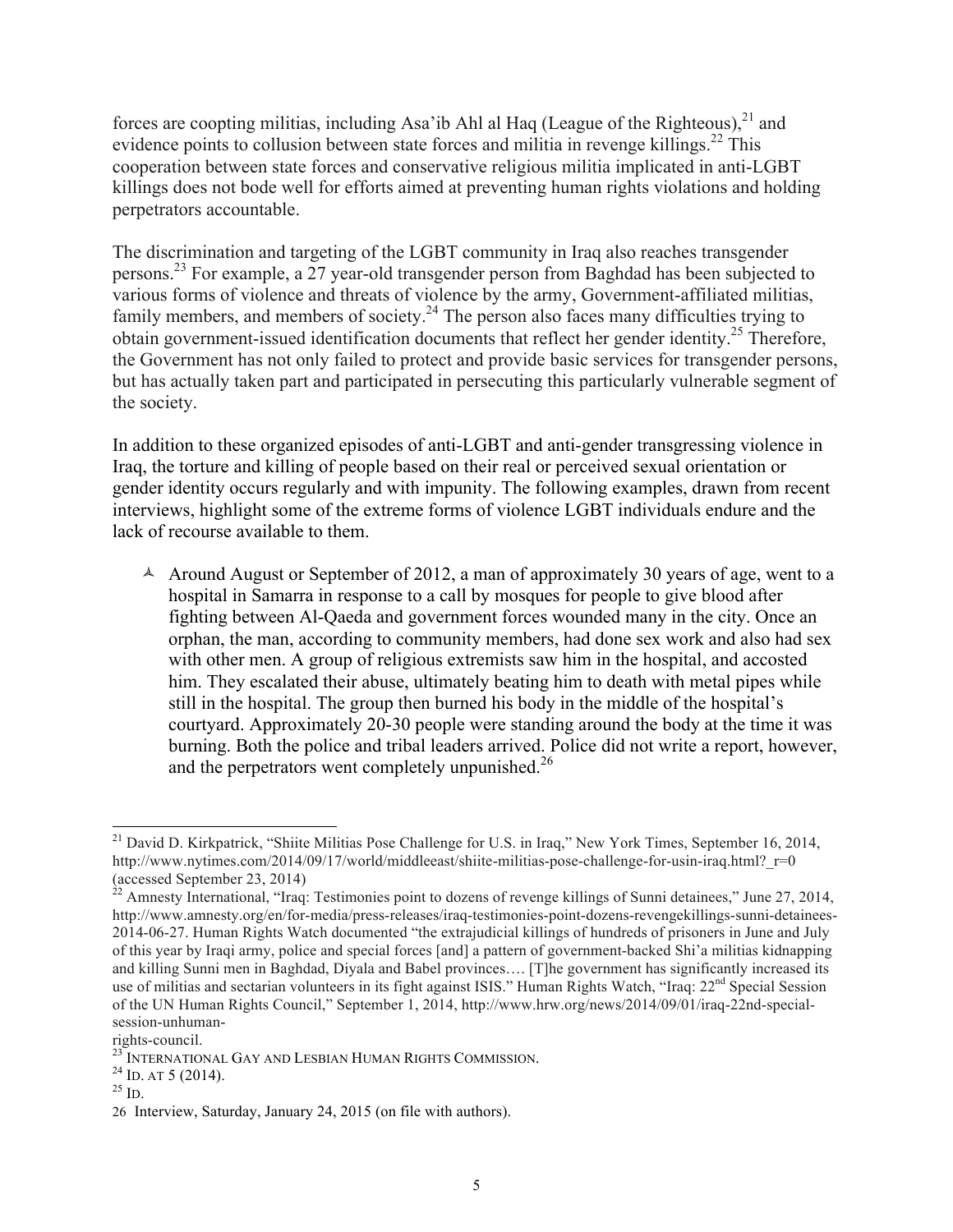forces are coopting militias, including Asa'ib Ahl al Haq (League of the Righteous),[21] and evidence points to collusion between state forces and militia in revenge killings.[22] This cooperation between state forces and conservative religious militia implicated in anti-LGBT killings does not bode well for efforts aimed at preventing human rights violations and holding perpetrators accountable.

The discrimination and targeting of the LGBT community in Iraq also reaches transgender persons.[23] For example, a 27 year-old transgender person from Baghdad has been subjected to various forms of violence and threats of violence by the army, Government-affiliated militias, family members, and members of society.[24] The person also faces many difficulties trying to obtain government-issued identification documents that reflect her gender identity.[25] Therefore, the Government has not only failed to protect and provide basic services for transgender persons, but has actually taken part and participated in persecuting this particularly vulnerable segment of the society.

In addition to these organized episodes of anti-LGBT and anti-gender transgressing violence in Iraq, the torture and killing of people based on their real or perceived sexual orientation or gender identity occurs regularly and with impunity. The following examples, drawn from recent interviews, highlight some of the extreme forms of violence LGBT individuals endure and the lack of recourse available to them.

- Around August or September of 2012, a man of approximately 30 years of age, went to a hospital in Samarra in response to a call by mosques for people to give blood after fighting between Al-Qaeda and government forces wounded many in the city. Once an orphan, the man, according to community members, had done sex work and also had sex with other men. A group of religious extremists saw him in the hospital, and accosted him. They escalated their abuse, ultimately beating him to death with metal pipes while still in the hospital. The group then burned his body in the middle of the hospital's courtyard. Approximately 20-30 people were standing around the body at the time it was burning. Both the police and tribal leaders arrived. Police did not write a report, however, and the perpetrators went completely unpunished.[26]

---

[21] David D. Kirkpatrick, "Shiite Militias Pose Challenge for U.S. in Iraq," New York Times, September 16, 2014, http://www.nytimes.com/2014/09/17/world/middleeast/shiite-militias-pose-challenge-for-usin-iraq.html?_r=0 (accessed September 23, 2014)

[22] Amnesty International, "Iraq: Testimonies point to dozens of revenge killings of Sunni detainees," June 27, 2014, http://www.amnesty.org/en/for-media/press-releases/iraq-testimonies-point-dozens-revengekillings-sunni-detainees-2014-06-27. Human Rights Watch documented "the extrajudicial killings of hundreds of prisoners in June and July of this year by Iraqi army, police and special forces [and] a pattern of government-backed Shi'a militias kidnapping and killing Sunni men in Baghdad, Diyala and Babel provinces…. [T]he government has significantly increased its use of militias and sectarian volunteers in its fight against ISIS." Human Rights Watch, "Iraq: 22nd Special Session of the UN Human Rights Council," September 1, 2014, http://www.hrw.org/news/2014/09/01/iraq-22nd-special-session-unhuman-rights-council.

[23] INTERNATIONAL GAY AND LESBIAN HUMAN RIGHTS COMMISSION.

[24] ID. AT 5 (2014).

[25] ID.

[26] Interview, Saturday, January 24, 2015 (on file with authors).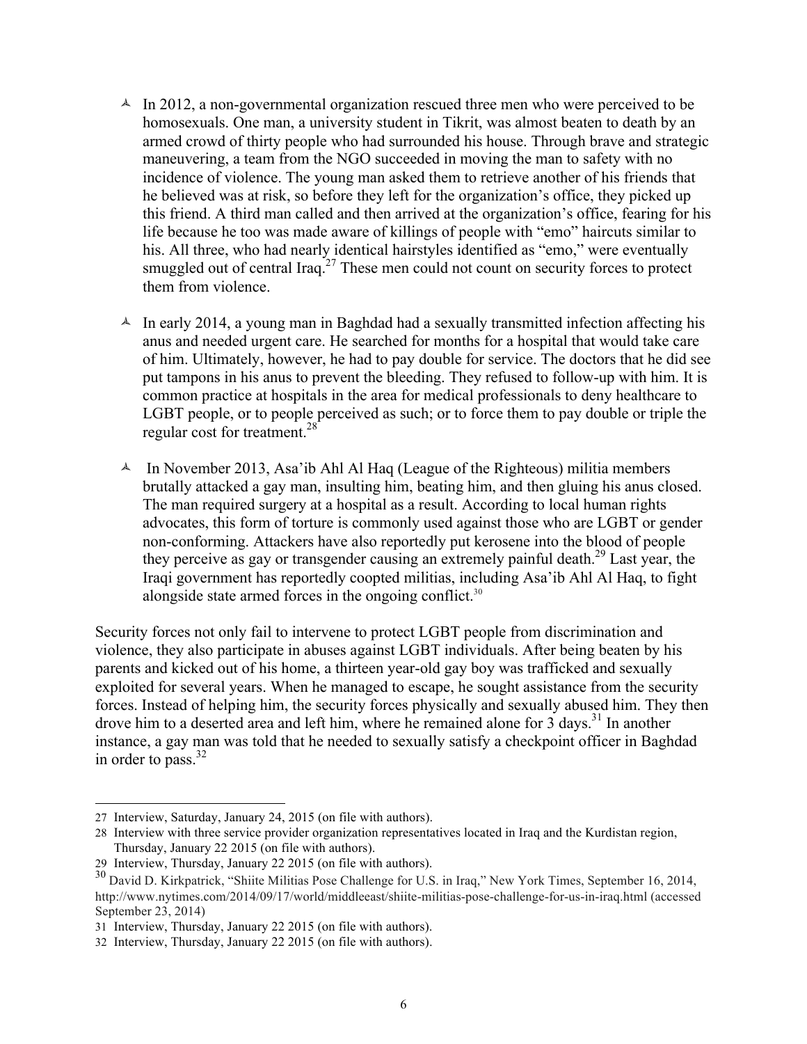- In 2012, a non-governmental organization rescued three men who were perceived to be homosexuals. One man, a university student in Tikrit, was almost beaten to death by an armed crowd of thirty people who had surrounded his house. Through brave and strategic maneuvering, a team from the NGO succeeded in moving the man to safety with no incidence of violence. The young man asked them to retrieve another of his friends that he believed was at risk, so before they left for the organization's office, they picked up this friend. A third man called and then arrived at the organization's office, fearing for his life because he too was made aware of killings of people with "emo" haircuts similar to his. All three, who had nearly identical hairstyles identified as "emo," were eventually smuggled out of central Iraq.[27] These men could not count on security forces to protect them from violence.

- In early 2014, a young man in Baghdad had a sexually transmitted infection affecting his anus and needed urgent care. He searched for months for a hospital that would take care of him. Ultimately, however, he had to pay double for service. The doctors that he did see put tampons in his anus to prevent the bleeding. They refused to follow-up with him. It is common practice at hospitals in the area for medical professionals to deny healthcare to LGBT people, or to people perceived as such; or to force them to pay double or triple the regular cost for treatment.[28]

- In November 2013, Asa'ib Ahl Al Haq (League of the Righteous) militia members brutally attacked a gay man, insulting him, beating him, and then gluing his anus closed. The man required surgery at a hospital as a result. According to local human rights advocates, this form of torture is commonly used against those who are LGBT or gender non-conforming. Attackers have also reportedly put kerosene into the blood of people they perceive as gay or transgender causing an extremely painful death.[29] Last year, the Iraqi government has reportedly coopted militias, including Asa'ib Ahl Al Haq, to fight alongside state armed forces in the ongoing conflict.[30]

Security forces not only fail to intervene to protect LGBT people from discrimination and violence, they also participate in abuses against LGBT individuals. After being beaten by his parents and kicked out of his home, a thirteen year-old gay boy was trafficked and sexually exploited for several years. When he managed to escape, he sought assistance from the security forces. Instead of helping him, the security forces physically and sexually abused him. They then drove him to a deserted area and left him, where he remained alone for 3 days.[31] In another instance, a gay man was told that he needed to sexually satisfy a checkpoint officer in Baghdad in order to pass.[32]

---

27 Interview, Saturday, January 24, 2015 (on file with authors).

28 Interview with three service provider organization representatives located in Iraq and the Kurdistan region, Thursday, January 22 2015 (on file with authors).

29 Interview, Thursday, January 22 2015 (on file with authors).

30 David D. Kirkpatrick, "Shiite Militias Pose Challenge for U.S. in Iraq," New York Times, September 16, 2014, http://www.nytimes.com/2014/09/17/world/middleeast/shiite-militias-pose-challenge-for-us-in-iraq.html (accessed September 23, 2014)

31 Interview, Thursday, January 22 2015 (on file with authors).

32 Interview, Thursday, January 22 2015 (on file with authors).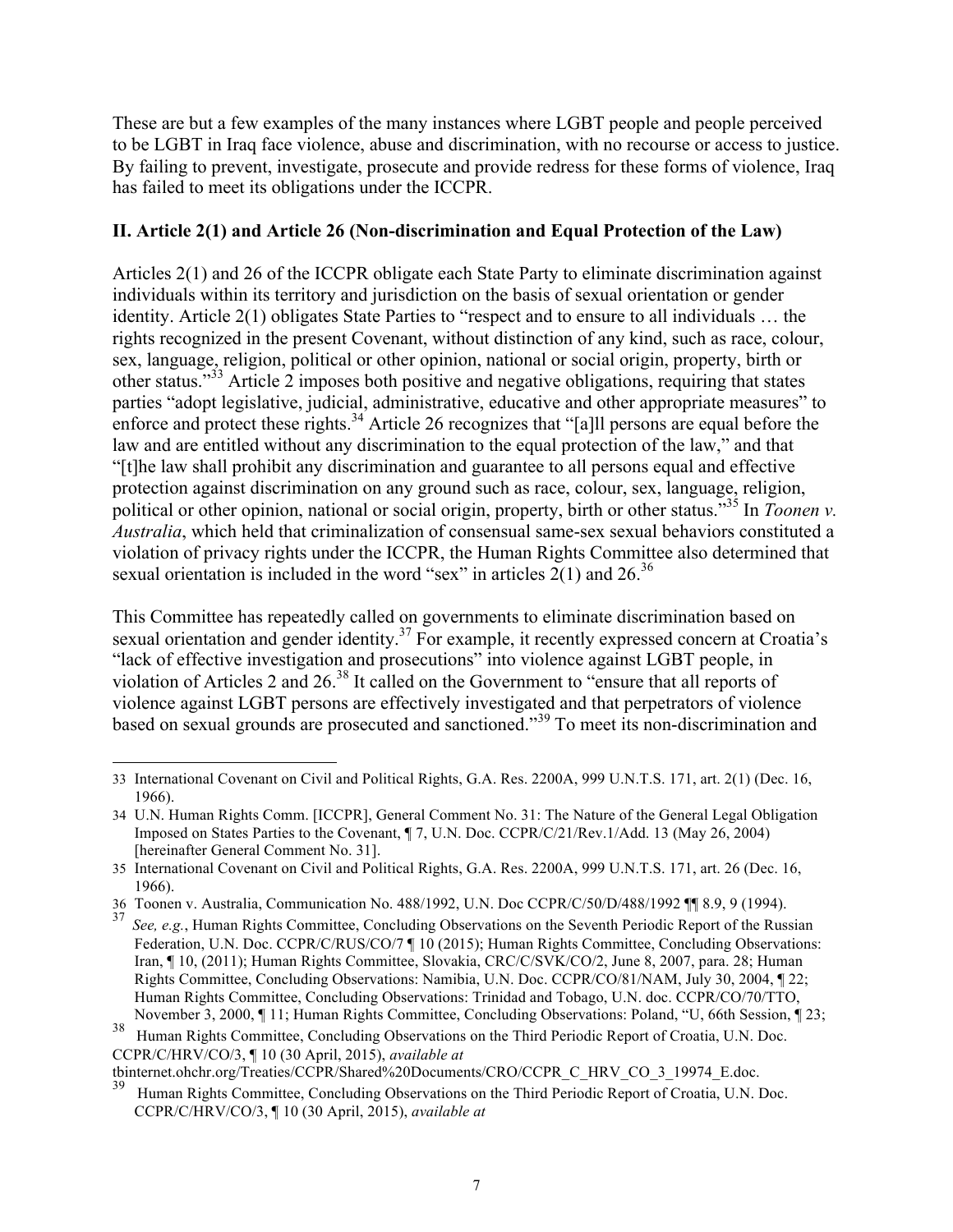These are but a few examples of the many instances where LGBT people and people perceived to be LGBT in Iraq face violence, abuse and discrimination, with no recourse or access to justice. By failing to prevent, investigate, prosecute and provide redress for these forms of violence, Iraq has failed to meet its obligations under the ICCPR.

## II. Article 2(1) and Article 26 (Non-discrimination and Equal Protection of the Law)

Articles 2(1) and 26 of the ICCPR obligate each State Party to eliminate discrimination against individuals within its territory and jurisdiction on the basis of sexual orientation or gender identity. Article 2(1) obligates State Parties to "respect and to ensure to all individuals … the rights recognized in the present Covenant, without distinction of any kind, such as race, colour, sex, language, religion, political or other opinion, national or social origin, property, birth or other status."[33] Article 2 imposes both positive and negative obligations, requiring that states parties "adopt legislative, judicial, administrative, educative and other appropriate measures" to enforce and protect these rights.[34] Article 26 recognizes that "[a]ll persons are equal before the law and are entitled without any discrimination to the equal protection of the law," and that "[t]he law shall prohibit any discrimination and guarantee to all persons equal and effective protection against discrimination on any ground such as race, colour, sex, language, religion, political or other opinion, national or social origin, property, birth or other status."[35] In *Toonen v. Australia*, which held that criminalization of consensual same-sex sexual behaviors constituted a violation of privacy rights under the ICCPR, the Human Rights Committee also determined that sexual orientation is included in the word "sex" in articles 2(1) and 26.[36]

This Committee has repeatedly called on governments to eliminate discrimination based on sexual orientation and gender identity.[37] For example, it recently expressed concern at Croatia's "lack of effective investigation and prosecutions" into violence against LGBT people, in violation of Articles 2 and 26.[38] It called on the Government to "ensure that all reports of violence against LGBT persons are effectively investigated and that perpetrators of violence based on sexual grounds are prosecuted and sanctioned."[39] To meet its non-discrimination and

---

33 International Covenant on Civil and Political Rights, G.A. Res. 2200A, 999 U.N.T.S. 171, art. 2(1) (Dec. 16, 1966).

34 U.N. Human Rights Comm. [ICCPR], General Comment No. 31: The Nature of the General Legal Obligation Imposed on States Parties to the Covenant, ¶ 7, U.N. Doc. CCPR/C/21/Rev.1/Add. 13 (May 26, 2004) [hereinafter General Comment No. 31].

35 International Covenant on Civil and Political Rights, G.A. Res. 2200A, 999 U.N.T.S. 171, art. 26 (Dec. 16, 1966).

36 Toonen v. Australia, Communication No. 488/1992, U.N. Doc CCPR/C/50/D/488/1992 ¶¶ 8.9, 9 (1994).

37 *See, e.g.*, Human Rights Committee, Concluding Observations on the Seventh Periodic Report of the Russian Federation, U.N. Doc. CCPR/C/RUS/CO/7 ¶ 10 (2015); Human Rights Committee, Concluding Observations: Iran, ¶ 10, (2011); Human Rights Committee, Slovakia, CRC/C/SVK/CO/2, June 8, 2007, para. 28; Human Rights Committee, Concluding Observations: Namibia, U.N. Doc. CCPR/CO/81/NAM, July 30, 2004, ¶ 22; Human Rights Committee, Concluding Observations: Trinidad and Tobago, U.N. doc. CCPR/CO/70/TTO, November 3, 2000, ¶ 11; Human Rights Committee, Concluding Observations: Poland, "U, 66th Session, ¶ 23;

38 Human Rights Committee, Concluding Observations on the Third Periodic Report of Croatia, U.N. Doc. CCPR/C/HRV/CO/3, ¶ 10 (30 April, 2015), *available at* tbinternet.ohchr.org/Treaties/CCPR/Shared%20Documents/CRO/CCPR_C_HRV_CO_3_19974_E.doc.

39 Human Rights Committee, Concluding Observations on the Third Periodic Report of Croatia, U.N. Doc. CCPR/C/HRV/CO/3, ¶ 10 (30 April, 2015), *available at*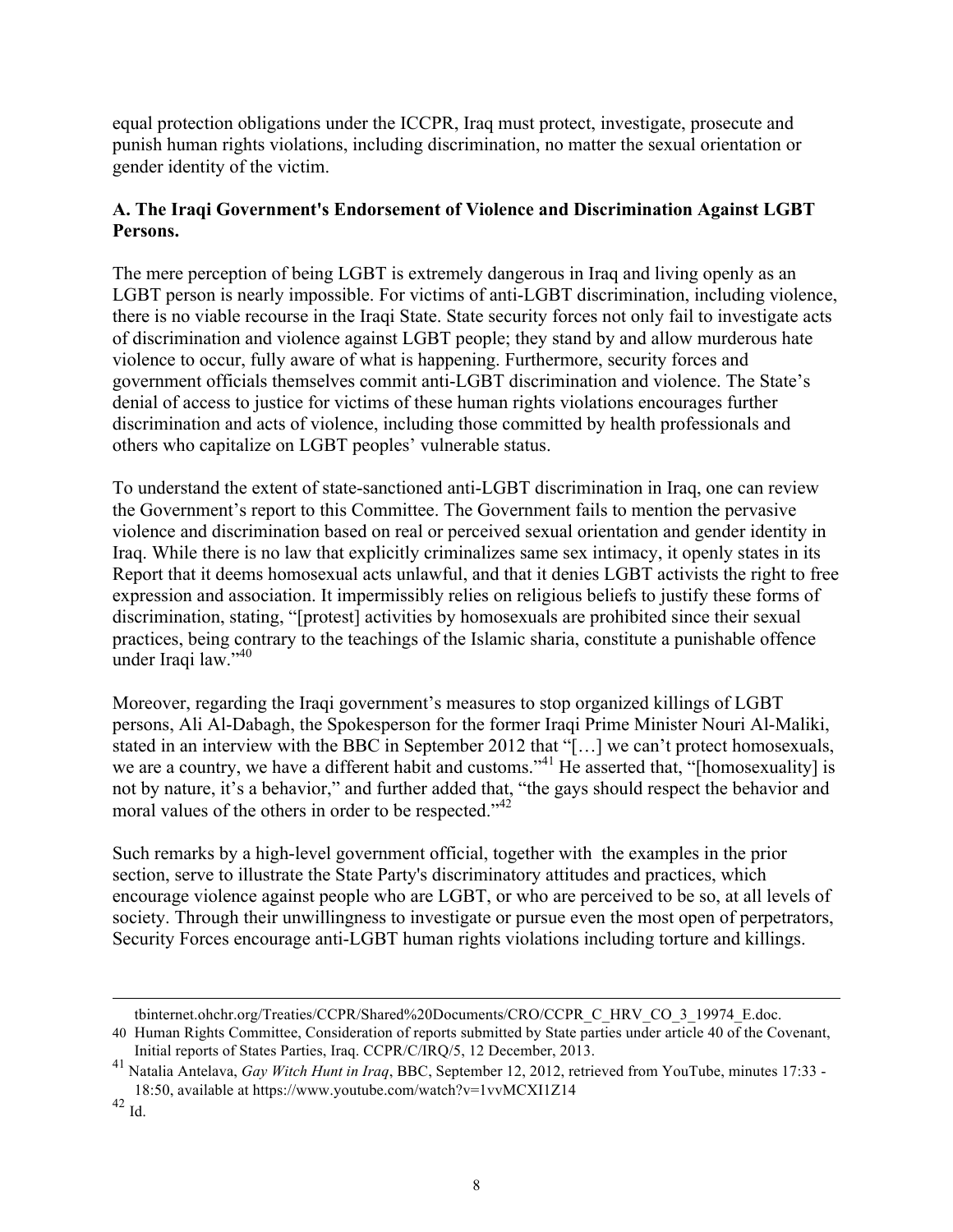equal protection obligations under the ICCPR, Iraq must protect, investigate, prosecute and punish human rights violations, including discrimination, no matter the sexual orientation or gender identity of the victim.

**A. The Iraqi Government's Endorsement of Violence and Discrimination Against LGBT Persons.**

The mere perception of being LGBT is extremely dangerous in Iraq and living openly as an LGBT person is nearly impossible. For victims of anti-LGBT discrimination, including violence, there is no viable recourse in the Iraqi State. State security forces not only fail to investigate acts of discrimination and violence against LGBT people; they stand by and allow murderous hate violence to occur, fully aware of what is happening. Furthermore, security forces and government officials themselves commit anti-LGBT discrimination and violence. The State's denial of access to justice for victims of these human rights violations encourages further discrimination and acts of violence, including those committed by health professionals and others who capitalize on LGBT peoples' vulnerable status.

To understand the extent of state-sanctioned anti-LGBT discrimination in Iraq, one can review the Government's report to this Committee. The Government fails to mention the pervasive violence and discrimination based on real or perceived sexual orientation and gender identity in Iraq. While there is no law that explicitly criminalizes same sex intimacy, it openly states in its Report that it deems homosexual acts unlawful, and that it denies LGBT activists the right to free expression and association. It impermissibly relies on religious beliefs to justify these forms of discrimination, stating, "[protest] activities by homosexuals are prohibited since their sexual practices, being contrary to the teachings of the Islamic sharia, constitute a punishable offence under Iraqi law."[40]

Moreover, regarding the Iraqi government's measures to stop organized killings of LGBT persons, Ali Al-Dabagh, the Spokesperson for the former Iraqi Prime Minister Nouri Al-Maliki, stated in an interview with the BBC in September 2012 that "[…] we can't protect homosexuals, we are a country, we have a different habit and customs."[41] He asserted that, "[homosexuality] is not by nature, it's a behavior," and further added that, "the gays should respect the behavior and moral values of the others in order to be respected."[42]

Such remarks by a high-level government official, together with the examples in the prior section, serve to illustrate the State Party's discriminatory attitudes and practices, which encourage violence against people who are LGBT, or who are perceived to be so, at all levels of society. Through their unwillingness to investigate or pursue even the most open of perpetrators, Security Forces encourage anti-LGBT human rights violations including torture and killings.

---

tbinternet.ohchr.org/Treaties/CCPR/Shared%20Documents/CRO/CCPR_C_HRV_CO_3_19974_E.doc.

[40] Human Rights Committee, Consideration of reports submitted by State parties under article 40 of the Covenant, Initial reports of States Parties, Iraq. CCPR/C/IRQ/5, 12 December, 2013.

[41] Natalia Antelava, *Gay Witch Hunt in Iraq*, BBC, September 12, 2012, retrieved from YouTube, minutes 17:33 - 18:50, available at https://www.youtube.com/watch?v=1vvMCXI1Z14

[42] Id.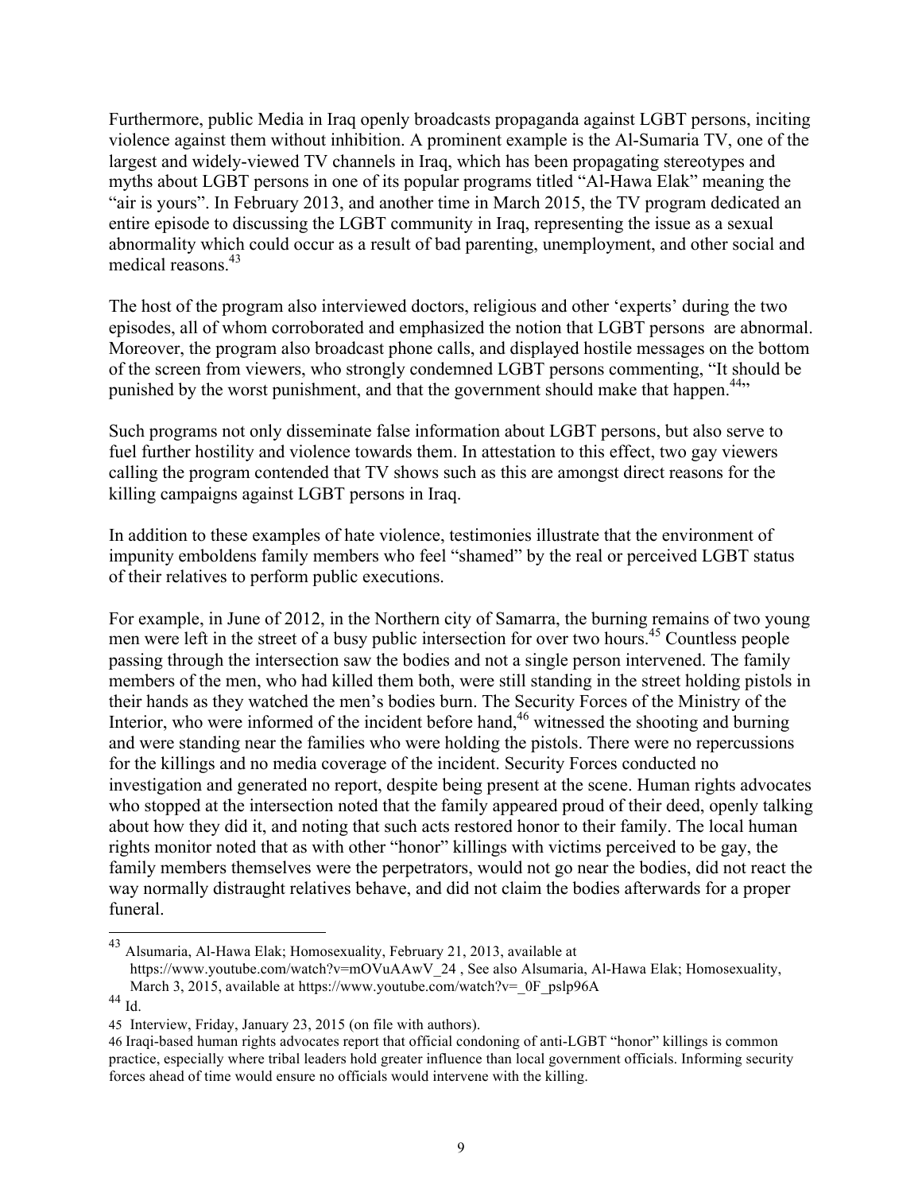Furthermore, public Media in Iraq openly broadcasts propaganda against LGBT persons, inciting violence against them without inhibition. A prominent example is the Al-Sumaria TV, one of the largest and widely-viewed TV channels in Iraq, which has been propagating stereotypes and myths about LGBT persons in one of its popular programs titled "Al-Hawa Elak" meaning the "air is yours". In February 2013, and another time in March 2015, the TV program dedicated an entire episode to discussing the LGBT community in Iraq, representing the issue as a sexual abnormality which could occur as a result of bad parenting, unemployment, and other social and medical reasons.[43]

The host of the program also interviewed doctors, religious and other 'experts' during the two episodes, all of whom corroborated and emphasized the notion that LGBT persons are abnormal. Moreover, the program also broadcast phone calls, and displayed hostile messages on the bottom of the screen from viewers, who strongly condemned LGBT persons commenting, "It should be punished by the worst punishment, and that the government should make that happen.[44]"

Such programs not only disseminate false information about LGBT persons, but also serve to fuel further hostility and violence towards them. In attestation to this effect, two gay viewers calling the program contended that TV shows such as this are amongst direct reasons for the killing campaigns against LGBT persons in Iraq.

In addition to these examples of hate violence, testimonies illustrate that the environment of impunity emboldens family members who feel "shamed" by the real or perceived LGBT status of their relatives to perform public executions.

For example, in June of 2012, in the Northern city of Samarra, the burning remains of two young men were left in the street of a busy public intersection for over two hours.[45] Countless people passing through the intersection saw the bodies and not a single person intervened. The family members of the men, who had killed them both, were still standing in the street holding pistols in their hands as they watched the men's bodies burn. The Security Forces of the Ministry of the Interior, who were informed of the incident before hand,[46] witnessed the shooting and burning and were standing near the families who were holding the pistols. There were no repercussions for the killings and no media coverage of the incident. Security Forces conducted no investigation and generated no report, despite being present at the scene. Human rights advocates who stopped at the intersection noted that the family appeared proud of their deed, openly talking about how they did it, and noting that such acts restored honor to their family. The local human rights monitor noted that as with other "honor" killings with victims perceived to be gay, the family members themselves were the perpetrators, would not go near the bodies, did not react the way normally distraught relatives behave, and did not claim the bodies afterwards for a proper funeral.

---

[43] Alsumaria, Al-Hawa Elak; Homosexuality, February 21, 2013, available at https://www.youtube.com/watch?v=mOVuAAwV_24 , See also Alsumaria, Al-Hawa Elak; Homosexuality, March 3, 2015, available at https://www.youtube.com/watch?v=_0F_pslp96A

[44] Id.

[45] Interview, Friday, January 23, 2015 (on file with authors).

[46] Iraqi-based human rights advocates report that official condoning of anti-LGBT "honor" killings is common practice, especially where tribal leaders hold greater influence than local government officials. Informing security forces ahead of time would ensure no officials would intervene with the killing.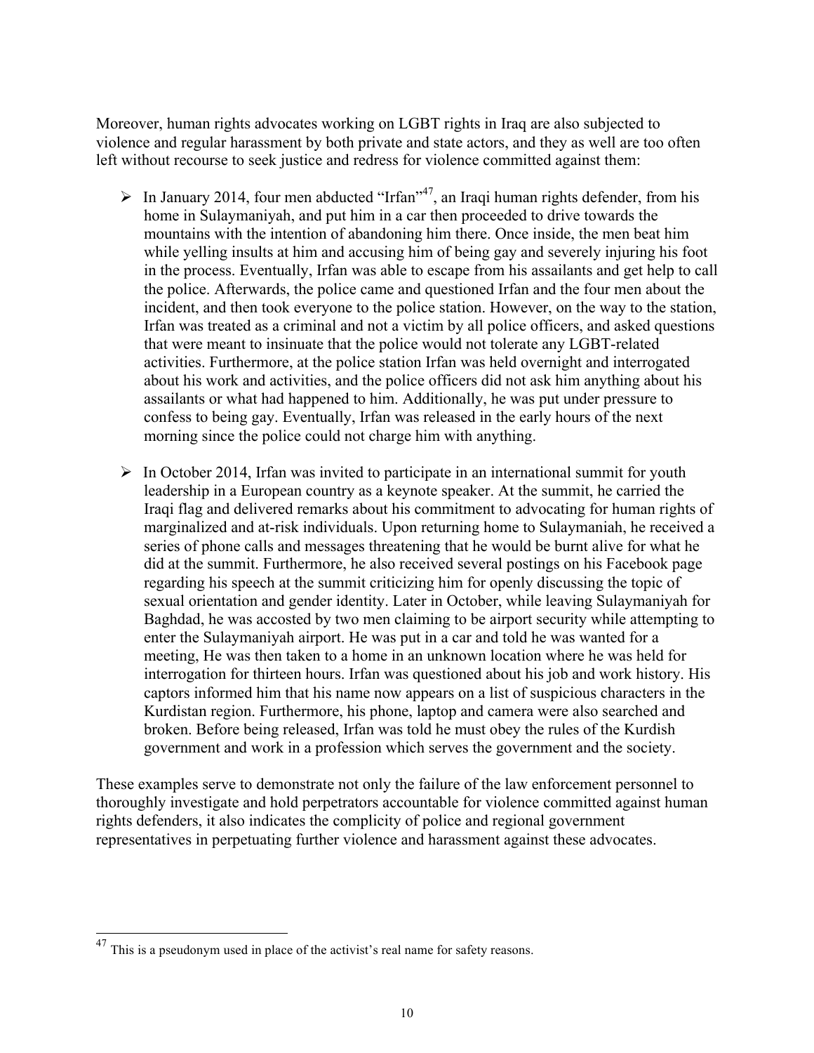Moreover, human rights advocates working on LGBT rights in Iraq are also subjected to violence and regular harassment by both private and state actors, and they as well are too often left without recourse to seek justice and redress for violence committed against them:

- In January 2014, four men abducted "Irfan"[47], an Iraqi human rights defender, from his home in Sulaymaniyah, and put him in a car then proceeded to drive towards the mountains with the intention of abandoning him there. Once inside, the men beat him while yelling insults at him and accusing him of being gay and severely injuring his foot in the process. Eventually, Irfan was able to escape from his assailants and get help to call the police. Afterwards, the police came and questioned Irfan and the four men about the incident, and then took everyone to the police station. However, on the way to the station, Irfan was treated as a criminal and not a victim by all police officers, and asked questions that were meant to insinuate that the police would not tolerate any LGBT-related activities. Furthermore, at the police station Irfan was held overnight and interrogated about his work and activities, and the police officers did not ask him anything about his assailants or what had happened to him. Additionally, he was put under pressure to confess to being gay. Eventually, Irfan was released in the early hours of the next morning since the police could not charge him with anything.

- In October 2014, Irfan was invited to participate in an international summit for youth leadership in a European country as a keynote speaker. At the summit, he carried the Iraqi flag and delivered remarks about his commitment to advocating for human rights of marginalized and at-risk individuals. Upon returning home to Sulaymaniah, he received a series of phone calls and messages threatening that he would be burnt alive for what he did at the summit. Furthermore, he also received several postings on his Facebook page regarding his speech at the summit criticizing him for openly discussing the topic of sexual orientation and gender identity. Later in October, while leaving Sulaymaniyah for Baghdad, he was accosted by two men claiming to be airport security while attempting to enter the Sulaymaniyah airport. He was put in a car and told he was wanted for a meeting, He was then taken to a home in an unknown location where he was held for interrogation for thirteen hours. Irfan was questioned about his job and work history. His captors informed him that his name now appears on a list of suspicious characters in the Kurdistan region. Furthermore, his phone, laptop and camera were also searched and broken. Before being released, Irfan was told he must obey the rules of the Kurdish government and work in a profession which serves the government and the society.

These examples serve to demonstrate not only the failure of the law enforcement personnel to thoroughly investigate and hold perpetrators accountable for violence committed against human rights defenders, it also indicates the complicity of police and regional government representatives in perpetuating further violence and harassment against these advocates.

---

[47] This is a pseudonym used in place of the activist's real name for safety reasons.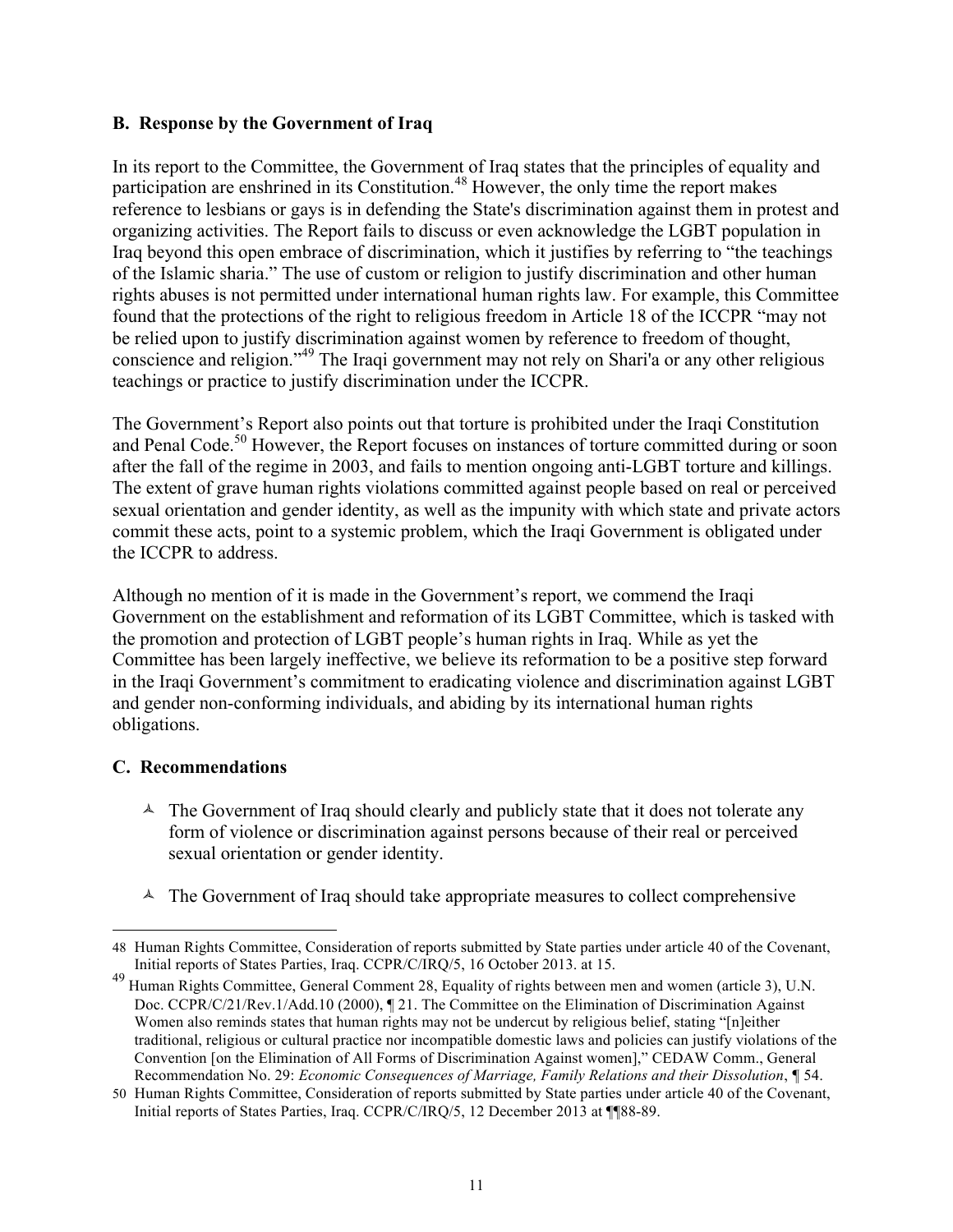### B. Response by the Government of Iraq

In its report to the Committee, the Government of Iraq states that the principles of equality and participation are enshrined in its Constitution.[48] However, the only time the report makes reference to lesbians or gays is in defending the State's discrimination against them in protest and organizing activities. The Report fails to discuss or even acknowledge the LGBT population in Iraq beyond this open embrace of discrimination, which it justifies by referring to "the teachings of the Islamic sharia." The use of custom or religion to justify discrimination and other human rights abuses is not permitted under international human rights law. For example, this Committee found that the protections of the right to religious freedom in Article 18 of the ICCPR "may not be relied upon to justify discrimination against women by reference to freedom of thought, conscience and religion."[49] The Iraqi government may not rely on Shari'a or any other religious teachings or practice to justify discrimination under the ICCPR.

The Government's Report also points out that torture is prohibited under the Iraqi Constitution and Penal Code.[50] However, the Report focuses on instances of torture committed during or soon after the fall of the regime in 2003, and fails to mention ongoing anti-LGBT torture and killings. The extent of grave human rights violations committed against people based on real or perceived sexual orientation and gender identity, as well as the impunity with which state and private actors commit these acts, point to a systemic problem, which the Iraqi Government is obligated under the ICCPR to address.

Although no mention of it is made in the Government's report, we commend the Iraqi Government on the establishment and reformation of its LGBT Committee, which is tasked with the promotion and protection of LGBT people's human rights in Iraq. While as yet the Committee has been largely ineffective, we believe its reformation to be a positive step forward in the Iraqi Government's commitment to eradicating violence and discrimination against LGBT and gender non-conforming individuals, and abiding by its international human rights obligations.

### C. Recommendations

- The Government of Iraq should clearly and publicly state that it does not tolerate any form of violence or discrimination against persons because of their real or perceived sexual orientation or gender identity.
- The Government of Iraq should take appropriate measures to collect comprehensive

---

48 Human Rights Committee, Consideration of reports submitted by State parties under article 40 of the Covenant, Initial reports of States Parties, Iraq. CCPR/C/IRQ/5, 16 October 2013. at 15.

49 Human Rights Committee, General Comment 28, Equality of rights between men and women (article 3), U.N. Doc. CCPR/C/21/Rev.1/Add.10 (2000), ¶ 21. The Committee on the Elimination of Discrimination Against Women also reminds states that human rights may not be undercut by religious belief, stating "[n]either traditional, religious or cultural practice nor incompatible domestic laws and policies can justify violations of the Convention [on the Elimination of All Forms of Discrimination Against women]," CEDAW Comm., General Recommendation No. 29: *Economic Consequences of Marriage, Family Relations and their Dissolution*, ¶ 54.

50 Human Rights Committee, Consideration of reports submitted by State parties under article 40 of the Covenant, Initial reports of States Parties, Iraq. CCPR/C/IRQ/5, 12 December 2013 at ¶¶88-89.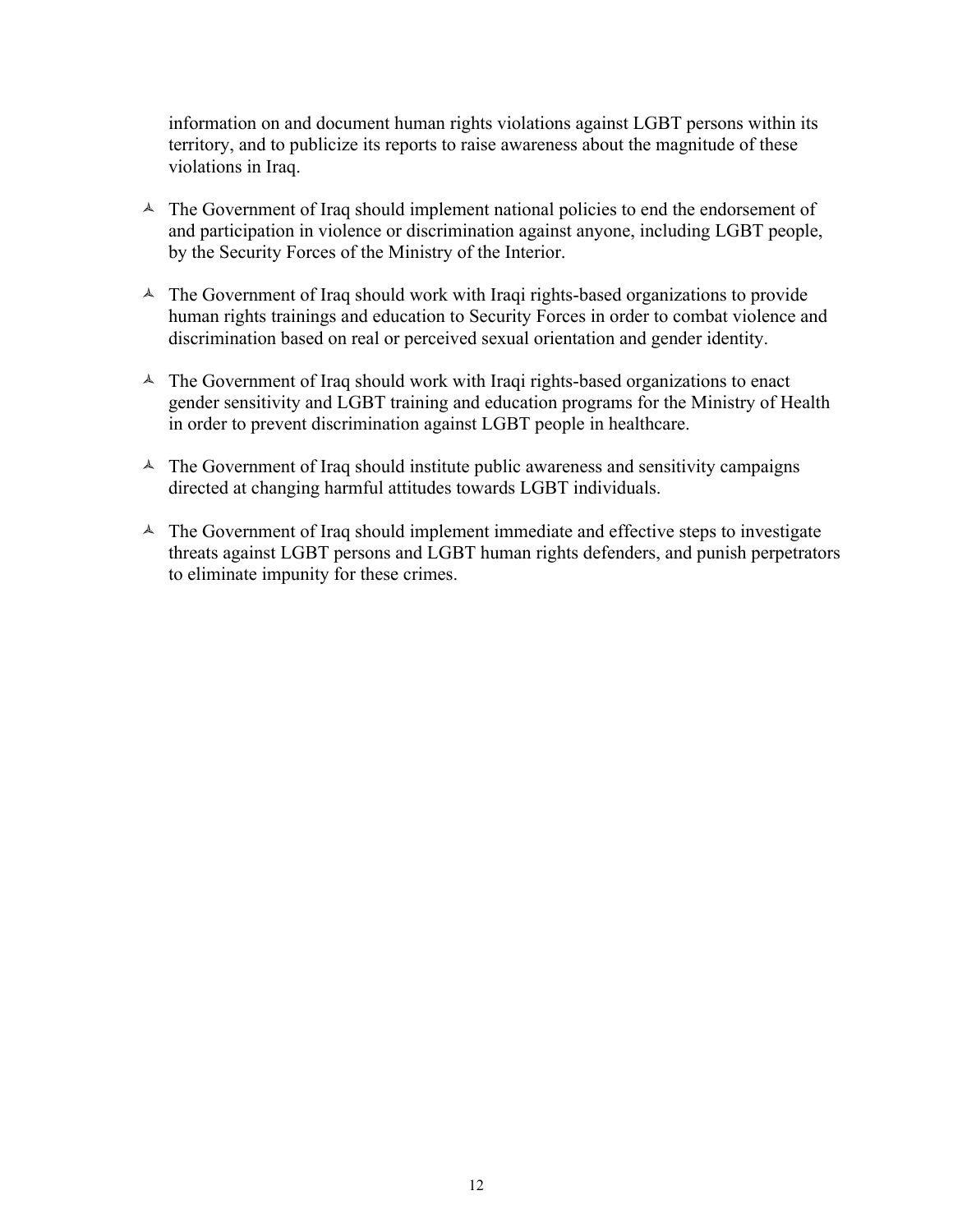information on and document human rights violations against LGBT persons within its territory, and to publicize its reports to raise awareness about the magnitude of these violations in Iraq.

- The Government of Iraq should implement national policies to end the endorsement of and participation in violence or discrimination against anyone, including LGBT people, by the Security Forces of the Ministry of the Interior.

- The Government of Iraq should work with Iraqi rights-based organizations to provide human rights trainings and education to Security Forces in order to combat violence and discrimination based on real or perceived sexual orientation and gender identity.

- The Government of Iraq should work with Iraqi rights-based organizations to enact gender sensitivity and LGBT training and education programs for the Ministry of Health in order to prevent discrimination against LGBT people in healthcare.

- The Government of Iraq should institute public awareness and sensitivity campaigns directed at changing harmful attitudes towards LGBT individuals.

- The Government of Iraq should implement immediate and effective steps to investigate threats against LGBT persons and LGBT human rights defenders, and punish perpetrators to eliminate impunity for these crimes.